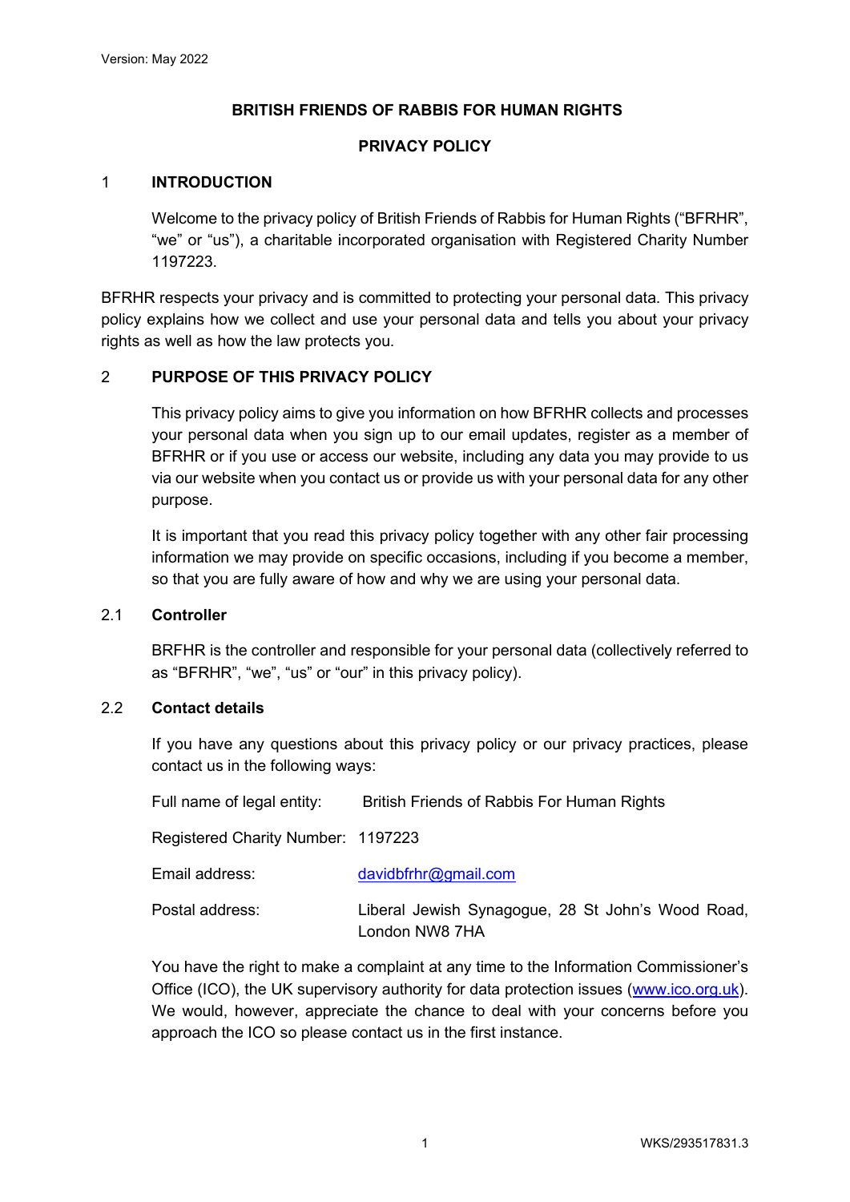Version: May 2022

# BRITISH FRIENDS OF RABBIS FOR HUMAN RIGHTS

# PRIVACY POLICY

## 1 INTRODUCTION

Welcome to the privacy policy of British Friends of Rabbis for Human Rights ("BFRHR", "we" or "us"), a charitable incorporated organisation with Registered Charity Number 1197223.

BFRHR respects your privacy and is committed to protecting your personal data. This privacy policy explains how we collect and use your personal data and tells you about your privacy rights as well as how the law protects you.

## 2 PURPOSE OF THIS PRIVACY POLICY

This privacy policy aims to give you information on how BFRHR collects and processes your personal data when you sign up to our email updates, register as a member of BFRHR or if you use or access our website, including any data you may provide to us via our website when you contact us or provide us with your personal data for any other purpose.

It is important that you read this privacy policy together with any other fair processing information we may provide on specific occasions, including if you become a member, so that you are fully aware of how and why we are using your personal data.

### 2.1 Controller

BRFHR is the controller and responsible for your personal data (collectively referred to as "BFRHR", "we", "us" or "our" in this privacy policy).

### 2.2 Contact details

If you have any questions about this privacy policy or our privacy practices, please contact us in the following ways:

| | |
|---|---|
| Full name of legal entity: | British Friends of Rabbis For Human Rights |
| Registered Charity Number: | 1197223 |
| Email address: | davidbfrhr@gmail.com |
| Postal address: | Liberal Jewish Synagogue, 28 St John's Wood Road, London NW8 7HA |

You have the right to make a complaint at any time to the Information Commissioner's Office (ICO), the UK supervisory authority for data protection issues (www.ico.org.uk). We would, however, appreciate the chance to deal with your concerns before you approach the ICO so please contact us in the first instance.

WKS/293517831.3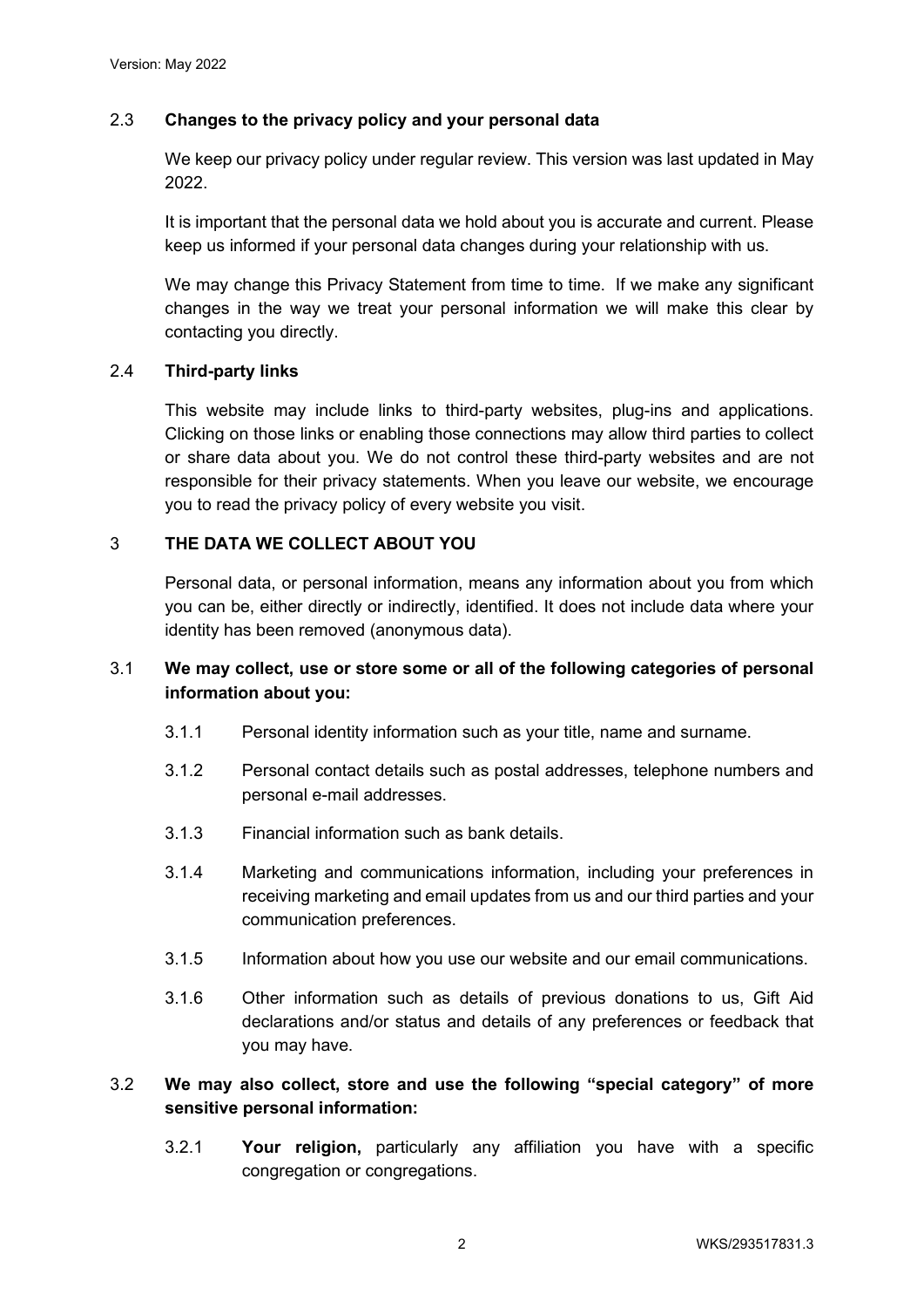### 2.3 Changes to the privacy policy and your personal data

We keep our privacy policy under regular review. This version was last updated in May 2022.

It is important that the personal data we hold about you is accurate and current. Please keep us informed if your personal data changes during your relationship with us.

We may change this Privacy Statement from time to time. If we make any significant changes in the way we treat your personal information we will make this clear by contacting you directly.

### 2.4 Third-party links

This website may include links to third-party websites, plug-ins and applications. Clicking on those links or enabling those connections may allow third parties to collect or share data about you. We do not control these third-party websites and are not responsible for their privacy statements. When you leave our website, we encourage you to read the privacy policy of every website you visit.

## 3 THE DATA WE COLLECT ABOUT YOU

Personal data, or personal information, means any information about you from which you can be, either directly or indirectly, identified. It does not include data where your identity has been removed (anonymous data).

### 3.1 We may collect, use or store some or all of the following categories of personal information about you:

3.1.1 Personal identity information such as your title, name and surname.

3.1.2 Personal contact details such as postal addresses, telephone numbers and personal e-mail addresses.

3.1.3 Financial information such as bank details.

3.1.4 Marketing and communications information, including your preferences in receiving marketing and email updates from us and our third parties and your communication preferences.

3.1.5 Information about how you use our website and our email communications.

3.1.6 Other information such as details of previous donations to us, Gift Aid declarations and/or status and details of any preferences or feedback that you may have.

### 3.2 We may also collect, store and use the following "special category" of more sensitive personal information:

3.2.1 **Your religion,** particularly any affiliation you have with a specific congregation or congregations.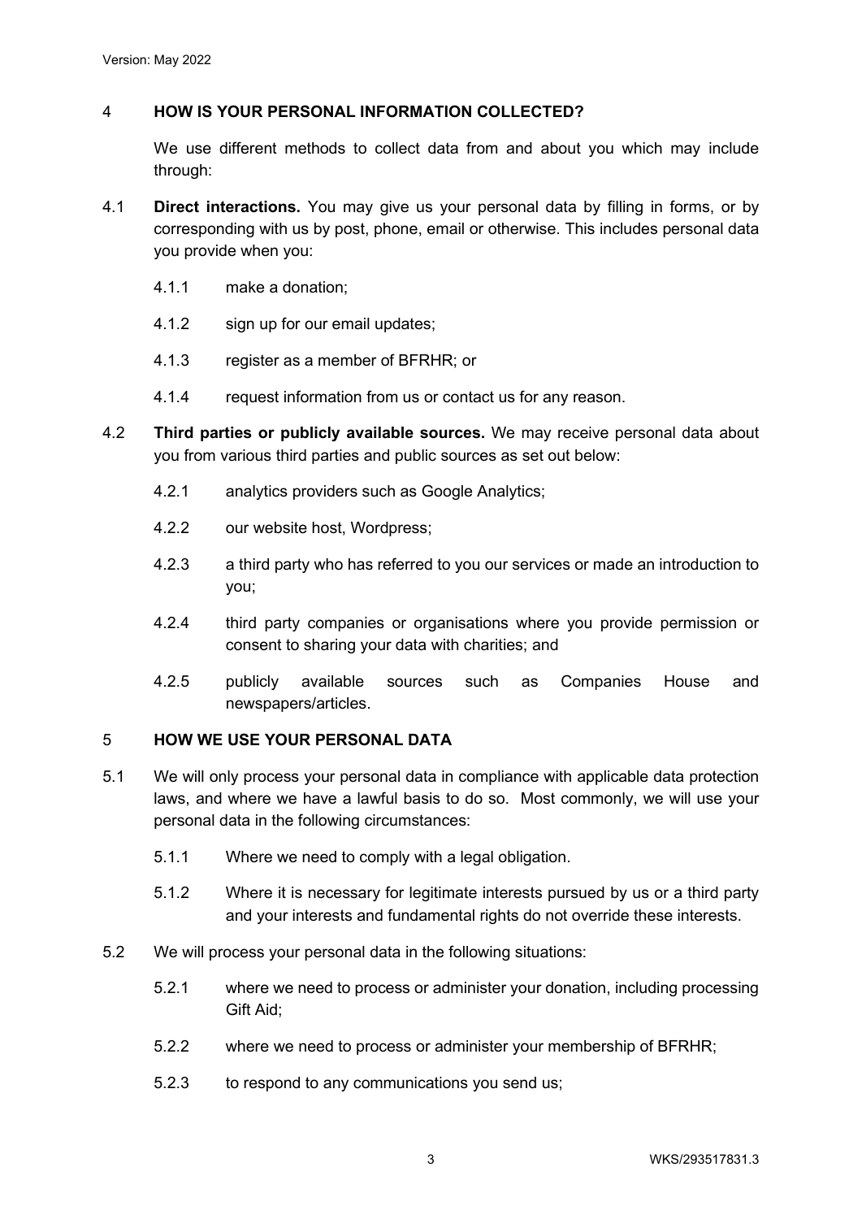## 4 HOW IS YOUR PERSONAL INFORMATION COLLECTED?

We use different methods to collect data from and about you which may include through:

4.1 **Direct interactions.** You may give us your personal data by filling in forms, or by corresponding with us by post, phone, email or otherwise. This includes personal data you provide when you:

- 4.1.1 make a donation;
- 4.1.2 sign up for our email updates;
- 4.1.3 register as a member of BFRHR; or
- 4.1.4 request information from us or contact us for any reason.

4.2 **Third parties or publicly available sources.** We may receive personal data about you from various third parties and public sources as set out below:

- 4.2.1 analytics providers such as Google Analytics;
- 4.2.2 our website host, Wordpress;
- 4.2.3 a third party who has referred to you our services or made an introduction to you;
- 4.2.4 third party companies or organisations where you provide permission or consent to sharing your data with charities; and
- 4.2.5 publicly available sources such as Companies House and newspapers/articles.

## 5 HOW WE USE YOUR PERSONAL DATA

5.1 We will only process your personal data in compliance with applicable data protection laws, and where we have a lawful basis to do so. Most commonly, we will use your personal data in the following circumstances:

- 5.1.1 Where we need to comply with a legal obligation.
- 5.1.2 Where it is necessary for legitimate interests pursued by us or a third party and your interests and fundamental rights do not override these interests.

5.2 We will process your personal data in the following situations:

- 5.2.1 where we need to process or administer your donation, including processing Gift Aid;
- 5.2.2 where we need to process or administer your membership of BFRHR;
- 5.2.3 to respond to any communications you send us;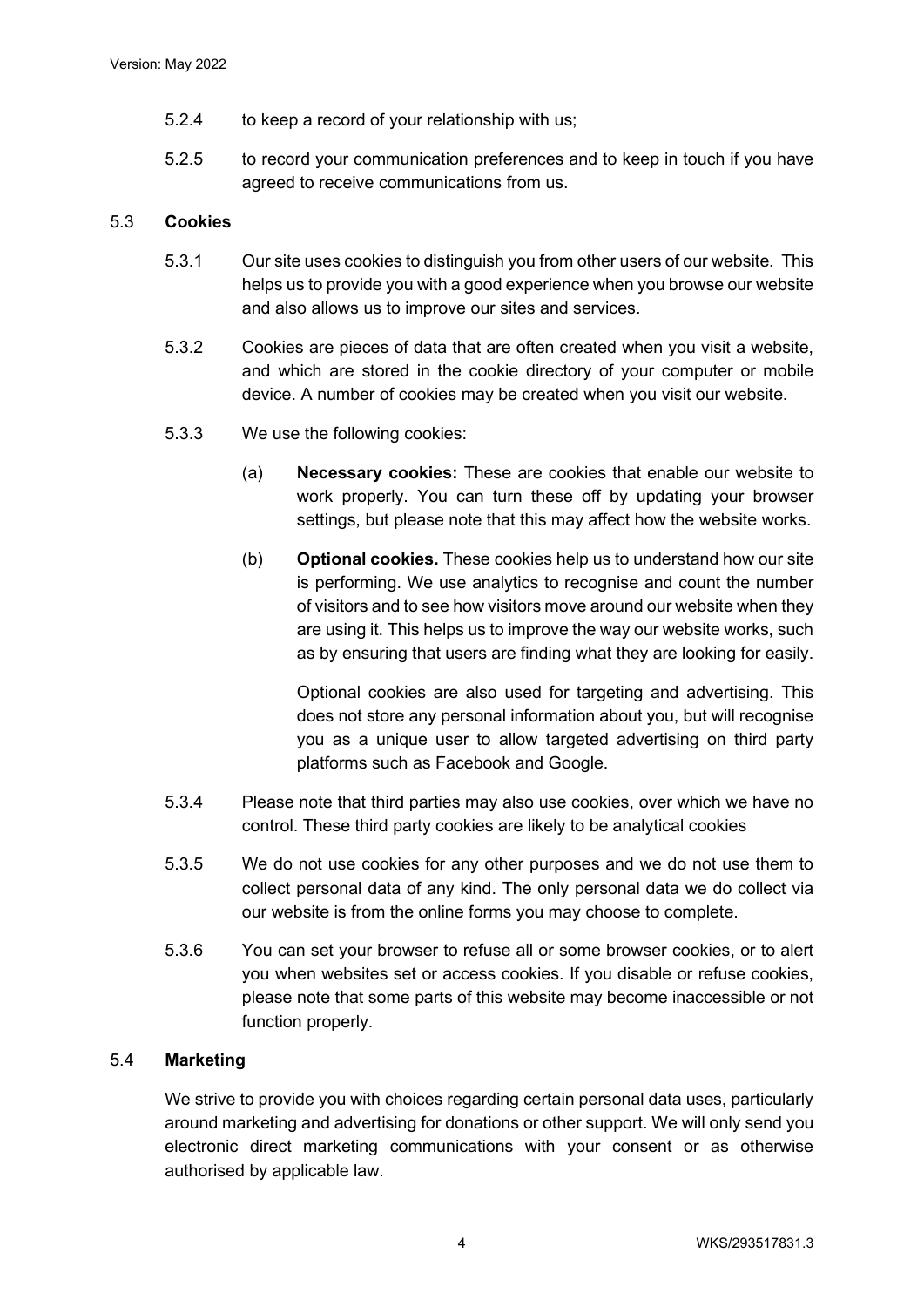5.2.4 to keep a record of your relationship with us;

5.2.5 to record your communication preferences and to keep in touch if you have agreed to receive communications from us.

### 5.3 Cookies

5.3.1 Our site uses cookies to distinguish you from other users of our website. This helps us to provide you with a good experience when you browse our website and also allows us to improve our sites and services.

5.3.2 Cookies are pieces of data that are often created when you visit a website, and which are stored in the cookie directory of your computer or mobile device. A number of cookies may be created when you visit our website.

5.3.3 We use the following cookies:

(a) **Necessary cookies:** These are cookies that enable our website to work properly. You can turn these off by updating your browser settings, but please note that this may affect how the website works.

(b) **Optional cookies.** These cookies help us to understand how our site is performing. We use analytics to recognise and count the number of visitors and to see how visitors move around our website when they are using it. This helps us to improve the way our website works, such as by ensuring that users are finding what they are looking for easily.

Optional cookies are also used for targeting and advertising. This does not store any personal information about you, but will recognise you as a unique user to allow targeted advertising on third party platforms such as Facebook and Google.

5.3.4 Please note that third parties may also use cookies, over which we have no control. These third party cookies are likely to be analytical cookies

5.3.5 We do not use cookies for any other purposes and we do not use them to collect personal data of any kind. The only personal data we do collect via our website is from the online forms you may choose to complete.

5.3.6 You can set your browser to refuse all or some browser cookies, or to alert you when websites set or access cookies. If you disable or refuse cookies, please note that some parts of this website may become inaccessible or not function properly.

### 5.4 Marketing

We strive to provide you with choices regarding certain personal data uses, particularly around marketing and advertising for donations or other support. We will only send you electronic direct marketing communications with your consent or as otherwise authorised by applicable law.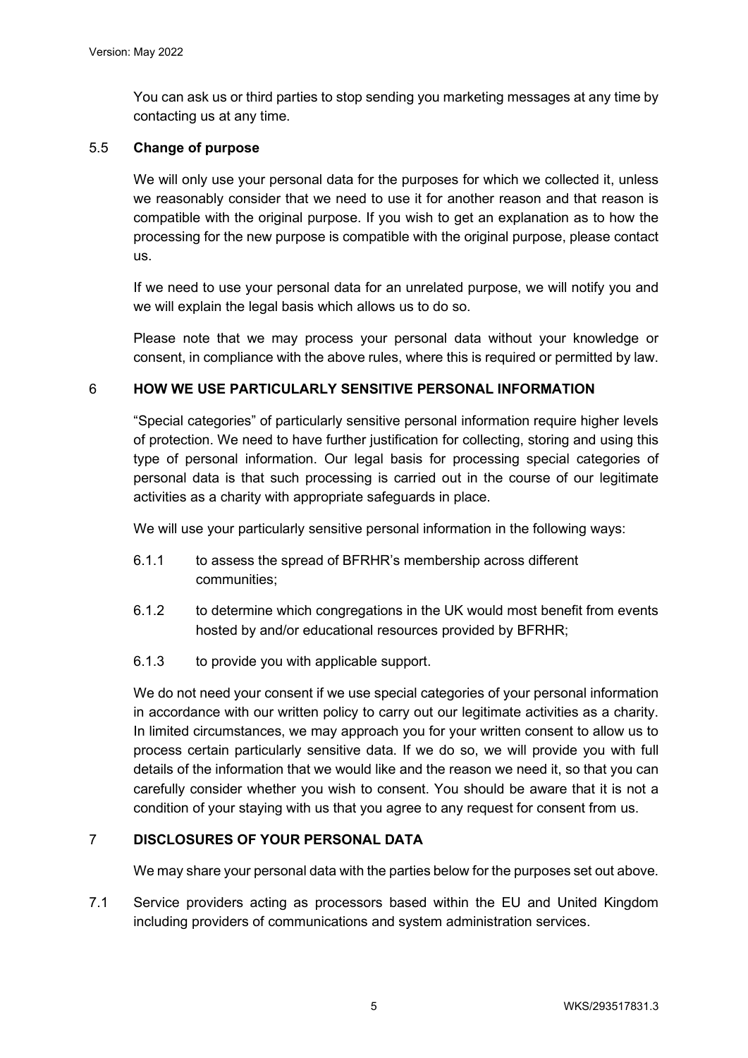You can ask us or third parties to stop sending you marketing messages at any time by contacting us at any time.

### 5.5 Change of purpose

We will only use your personal data for the purposes for which we collected it, unless we reasonably consider that we need to use it for another reason and that reason is compatible with the original purpose. If you wish to get an explanation as to how the processing for the new purpose is compatible with the original purpose, please contact us.

If we need to use your personal data for an unrelated purpose, we will notify you and we will explain the legal basis which allows us to do so.

Please note that we may process your personal data without your knowledge or consent, in compliance with the above rules, where this is required or permitted by law.

## 6 HOW WE USE PARTICULARLY SENSITIVE PERSONAL INFORMATION

"Special categories" of particularly sensitive personal information require higher levels of protection. We need to have further justification for collecting, storing and using this type of personal information. Our legal basis for processing special categories of personal data is that such processing is carried out in the course of our legitimate activities as a charity with appropriate safeguards in place.

We will use your particularly sensitive personal information in the following ways:

6.1.1 to assess the spread of BFRHR's membership across different communities;

6.1.2 to determine which congregations in the UK would most benefit from events hosted by and/or educational resources provided by BFRHR;

6.1.3 to provide you with applicable support.

We do not need your consent if we use special categories of your personal information in accordance with our written policy to carry out our legitimate activities as a charity. In limited circumstances, we may approach you for your written consent to allow us to process certain particularly sensitive data. If we do so, we will provide you with full details of the information that we would like and the reason we need it, so that you can carefully consider whether you wish to consent. You should be aware that it is not a condition of your staying with us that you agree to any request for consent from us.

## 7 DISCLOSURES OF YOUR PERSONAL DATA

We may share your personal data with the parties below for the purposes set out above.

7.1 Service providers acting as processors based within the EU and United Kingdom including providers of communications and system administration services.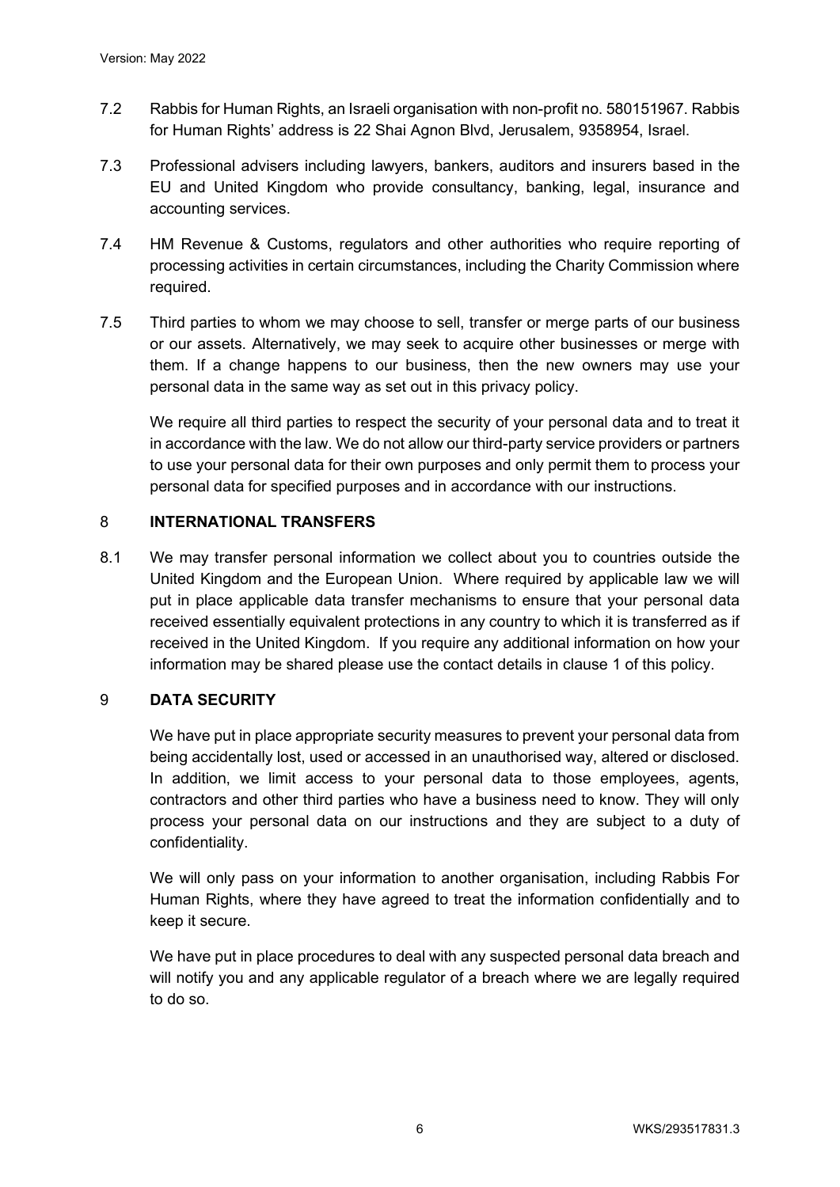7.2 Rabbis for Human Rights, an Israeli organisation with non-profit no. 580151967. Rabbis for Human Rights' address is 22 Shai Agnon Blvd, Jerusalem, 9358954, Israel.

7.3 Professional advisers including lawyers, bankers, auditors and insurers based in the EU and United Kingdom who provide consultancy, banking, legal, insurance and accounting services.

7.4 HM Revenue & Customs, regulators and other authorities who require reporting of processing activities in certain circumstances, including the Charity Commission where required.

7.5 Third parties to whom we may choose to sell, transfer or merge parts of our business or our assets. Alternatively, we may seek to acquire other businesses or merge with them. If a change happens to our business, then the new owners may use your personal data in the same way as set out in this privacy policy.

We require all third parties to respect the security of your personal data and to treat it in accordance with the law. We do not allow our third-party service providers or partners to use your personal data for their own purposes and only permit them to process your personal data for specified purposes and in accordance with our instructions.

## 8 INTERNATIONAL TRANSFERS

8.1 We may transfer personal information we collect about you to countries outside the United Kingdom and the European Union. Where required by applicable law we will put in place applicable data transfer mechanisms to ensure that your personal data received essentially equivalent protections in any country to which it is transferred as if received in the United Kingdom. If you require any additional information on how your information may be shared please use the contact details in clause 1 of this policy.

## 9 DATA SECURITY

We have put in place appropriate security measures to prevent your personal data from being accidentally lost, used or accessed in an unauthorised way, altered or disclosed. In addition, we limit access to your personal data to those employees, agents, contractors and other third parties who have a business need to know. They will only process your personal data on our instructions and they are subject to a duty of confidentiality.

We will only pass on your information to another organisation, including Rabbis For Human Rights, where they have agreed to treat the information confidentially and to keep it secure.

We have put in place procedures to deal with any suspected personal data breach and will notify you and any applicable regulator of a breach where we are legally required to do so.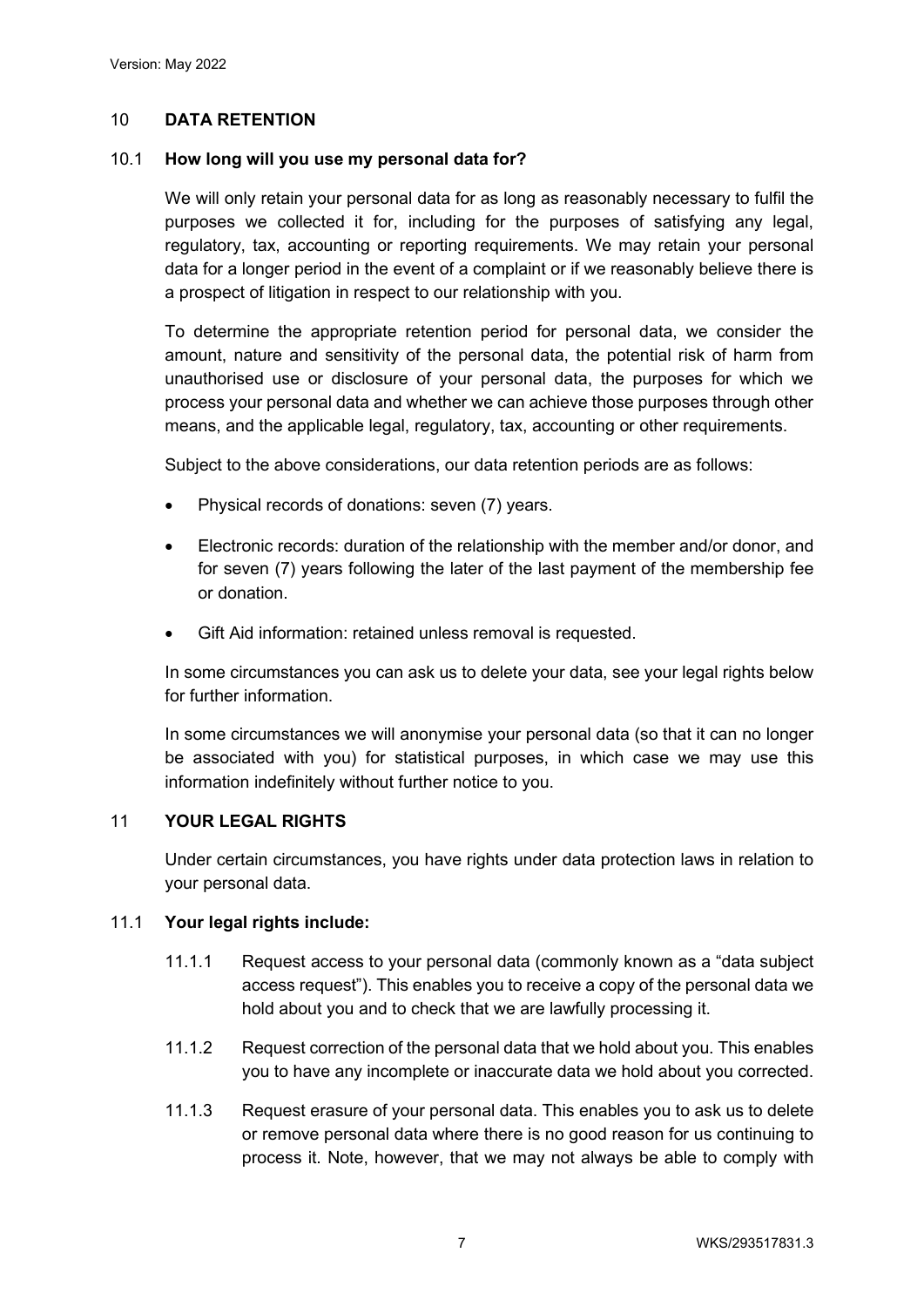## 10 DATA RETENTION

### 10.1 How long will you use my personal data for?

We will only retain your personal data for as long as reasonably necessary to fulfil the purposes we collected it for, including for the purposes of satisfying any legal, regulatory, tax, accounting or reporting requirements. We may retain your personal data for a longer period in the event of a complaint or if we reasonably believe there is a prospect of litigation in respect to our relationship with you.

To determine the appropriate retention period for personal data, we consider the amount, nature and sensitivity of the personal data, the potential risk of harm from unauthorised use or disclosure of your personal data, the purposes for which we process your personal data and whether we can achieve those purposes through other means, and the applicable legal, regulatory, tax, accounting or other requirements.

Subject to the above considerations, our data retention periods are as follows:

- Physical records of donations: seven (7) years.
- Electronic records: duration of the relationship with the member and/or donor, and for seven (7) years following the later of the last payment of the membership fee or donation.
- Gift Aid information: retained unless removal is requested.

In some circumstances you can ask us to delete your data, see your legal rights below for further information.

In some circumstances we will anonymise your personal data (so that it can no longer be associated with you) for statistical purposes, in which case we may use this information indefinitely without further notice to you.

## 11 YOUR LEGAL RIGHTS

Under certain circumstances, you have rights under data protection laws in relation to your personal data.

### 11.1 Your legal rights include:

11.1.1 Request access to your personal data (commonly known as a "data subject access request"). This enables you to receive a copy of the personal data we hold about you and to check that we are lawfully processing it.

11.1.2 Request correction of the personal data that we hold about you. This enables you to have any incomplete or inaccurate data we hold about you corrected.

11.1.3 Request erasure of your personal data. This enables you to ask us to delete or remove personal data where there is no good reason for us continuing to process it. Note, however, that we may not always be able to comply with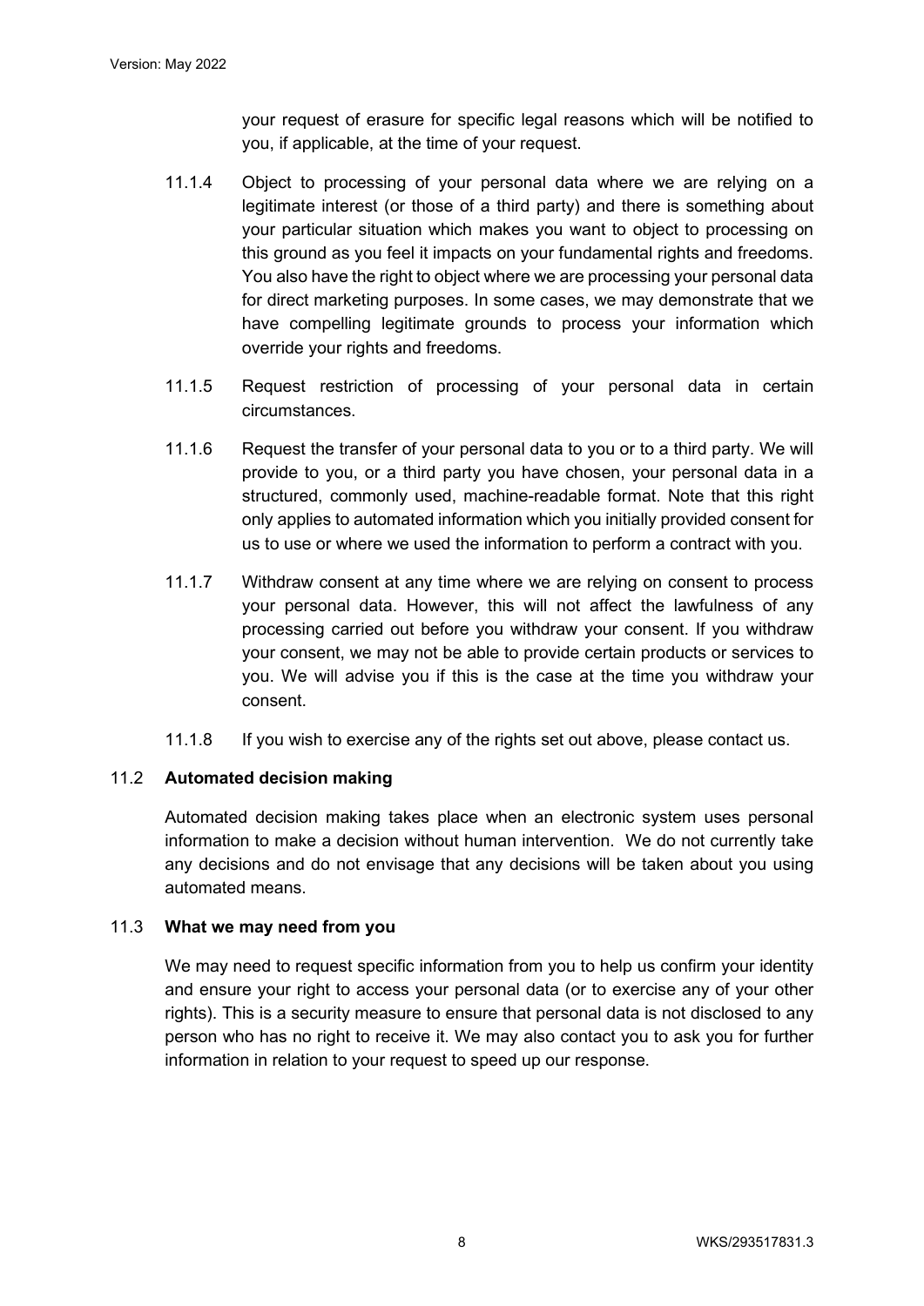your request of erasure for specific legal reasons which will be notified to you, if applicable, at the time of your request.

11.1.4 Object to processing of your personal data where we are relying on a legitimate interest (or those of a third party) and there is something about your particular situation which makes you want to object to processing on this ground as you feel it impacts on your fundamental rights and freedoms. You also have the right to object where we are processing your personal data for direct marketing purposes. In some cases, we may demonstrate that we have compelling legitimate grounds to process your information which override your rights and freedoms.

11.1.5 Request restriction of processing of your personal data in certain circumstances.

11.1.6 Request the transfer of your personal data to you or to a third party. We will provide to you, or a third party you have chosen, your personal data in a structured, commonly used, machine-readable format. Note that this right only applies to automated information which you initially provided consent for us to use or where we used the information to perform a contract with you.

11.1.7 Withdraw consent at any time where we are relying on consent to process your personal data. However, this will not affect the lawfulness of any processing carried out before you withdraw your consent. If you withdraw your consent, we may not be able to provide certain products or services to you. We will advise you if this is the case at the time you withdraw your consent.

11.1.8 If you wish to exercise any of the rights set out above, please contact us.

### 11.2 **Automated decision making**

Automated decision making takes place when an electronic system uses personal information to make a decision without human intervention. We do not currently take any decisions and do not envisage that any decisions will be taken about you using automated means.

### 11.3 **What we may need from you**

We may need to request specific information from you to help us confirm your identity and ensure your right to access your personal data (or to exercise any of your other rights). This is a security measure to ensure that personal data is not disclosed to any person who has no right to receive it. We may also contact you to ask you for further information in relation to your request to speed up our response.